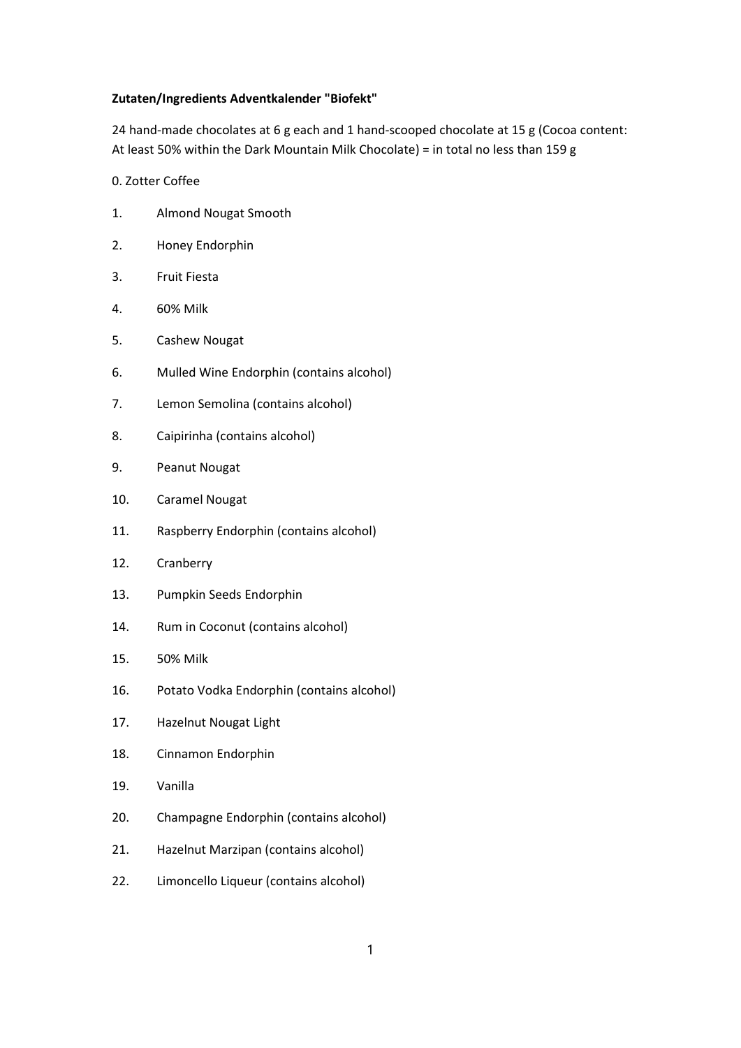**Zutaten/Ingredients Adventkalender "Biofekt"**

24 hand-made chocolates at 6 g each and 1 hand-scooped chocolate at 15 g (Cocoa content: At least 50% within the Dark Mountain Milk Chocolate) = in total no less than 159 g

0. Zotter Coffee

1. Almond Nougat Smooth
2. Honey Endorphin
3. Fruit Fiesta
4. 60% Milk
5. Cashew Nougat
6. Mulled Wine Endorphin (contains alcohol)
7. Lemon Semolina (contains alcohol)
8. Caipirinha (contains alcohol)
9. Peanut Nougat
10. Caramel Nougat
11. Raspberry Endorphin (contains alcohol)
12. Cranberry
13. Pumpkin Seeds Endorphin
14. Rum in Coconut (contains alcohol)
15. 50% Milk
16. Potato Vodka Endorphin (contains alcohol)
17. Hazelnut Nougat Light
18. Cinnamon Endorphin
19. Vanilla
20. Champagne Endorphin (contains alcohol)
21. Hazelnut Marzipan (contains alcohol)
22. Limoncello Liqueur (contains alcohol)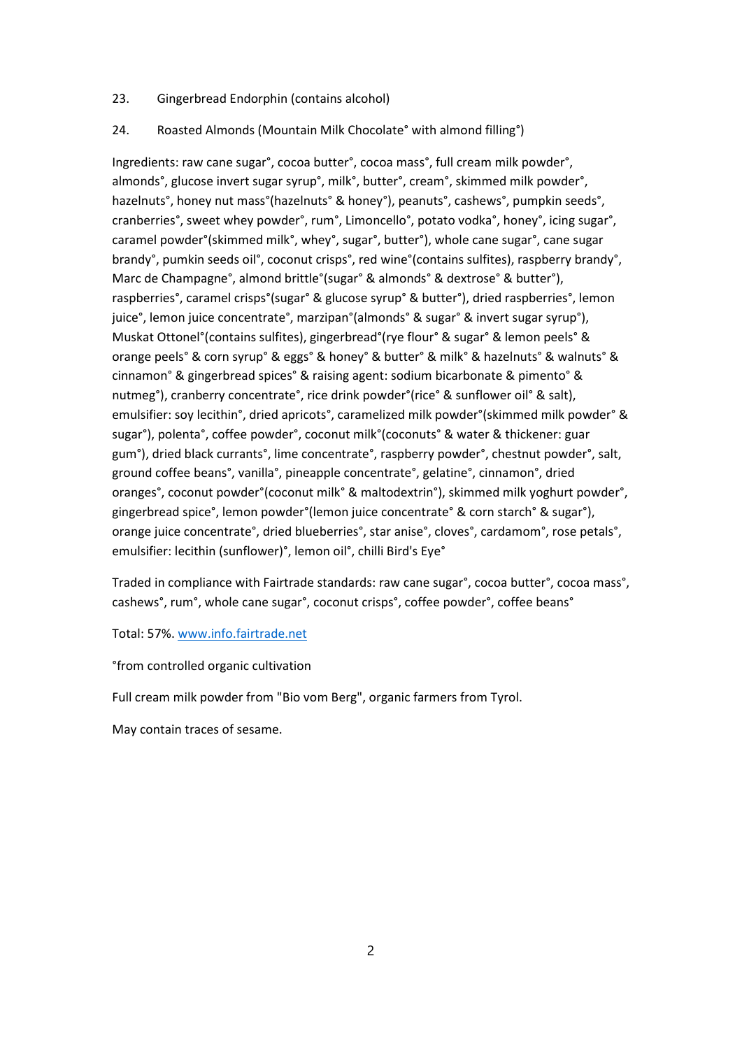23. Gingerbread Endorphin (contains alcohol)

24. Roasted Almonds (Mountain Milk Chocolate° with almond filling°)

Ingredients: raw cane sugar°, cocoa butter°, cocoa mass°, full cream milk powder°, almonds°, glucose invert sugar syrup°, milk°, butter°, cream°, skimmed milk powder°, hazelnuts°, honey nut mass°(hazelnuts° & honey°), peanuts°, cashews°, pumpkin seeds°, cranberries°, sweet whey powder°, rum°, Limoncello°, potato vodka°, honey°, icing sugar°, caramel powder°(skimmed milk°, whey°, sugar°, butter°), whole cane sugar°, cane sugar brandy°, pumkin seeds oil°, coconut crisps°, red wine°(contains sulfites), raspberry brandy°, Marc de Champagne°, almond brittle°(sugar° & almonds° & dextrose° & butter°), raspberries°, caramel crisps°(sugar° & glucose syrup° & butter°), dried raspberries°, lemon juice°, lemon juice concentrate°, marzipan°(almonds° & sugar° & invert sugar syrup°), Muskat Ottonel°(contains sulfites), gingerbread°(rye flour° & sugar° & lemon peels° & orange peels° & corn syrup° & eggs° & honey° & butter° & milk° & hazelnuts° & walnuts° & cinnamon° & gingerbread spices° & raising agent: sodium bicarbonate & pimento° & nutmeg°), cranberry concentrate°, rice drink powder°(rice° & sunflower oil° & salt), emulsifier: soy lecithin°, dried apricots°, caramelized milk powder°(skimmed milk powder° & sugar°), polenta°, coffee powder°, coconut milk°(coconuts° & water & thickener: guar gum°), dried black currants°, lime concentrate°, raspberry powder°, chestnut powder°, salt, ground coffee beans°, vanilla°, pineapple concentrate°, gelatine°, cinnamon°, dried oranges°, coconut powder°(coconut milk° & maltodextrin°), skimmed milk yoghurt powder°, gingerbread spice°, lemon powder°(lemon juice concentrate° & corn starch° & sugar°), orange juice concentrate°, dried blueberries°, star anise°, cloves°, cardamom°, rose petals°, emulsifier: lecithin (sunflower)°, lemon oil°, chilli Bird's Eye°

Traded in compliance with Fairtrade standards: raw cane sugar°, cocoa butter°, cocoa mass°, cashews°, rum°, whole cane sugar°, coconut crisps°, coffee powder°, coffee beans°

Total: 57%. www.info.fairtrade.net

°from controlled organic cultivation

Full cream milk powder from "Bio vom Berg", organic farmers from Tyrol.

May contain traces of sesame.